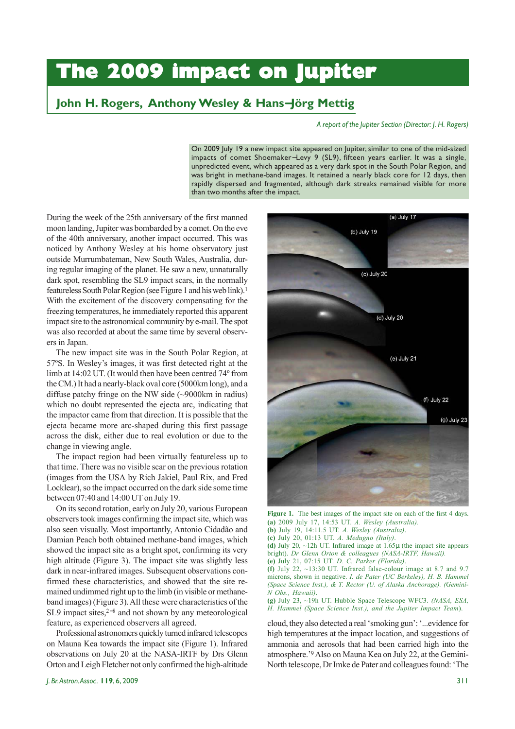# The 2009 impact on Jupiter

## John H. Rogers, Anthony Wesley & Hans-Jörg Mettig

*A report of the Jupiter Section (Director: J. H. Rogers)*

On 2009 July 19 a new impact site appeared on Jupiter, similar to one of the mid-sized impacts of comet Shoemaker–Levy 9 (SL9), fifteen years earlier. It was a single, unpredicted event, which appeared as a very dark spot in the South Polar Region, and was bright in methane-band images. It retained a nearly black core for 12 days, then rapidly dispersed and fragmented, although dark streaks remained visible for more than two months after the impact.

During the week of the 25th anniversary of the first manned moon landing, Jupiter was bombarded by a comet. On the eve of the 40th anniversary, another impact occurred. This was noticed by Anthony Wesley at his home observatory just outside Murrumbateman, New South Wales, Australia, during regular imaging of the planet. He saw a new, unnaturally dark spot, resembling the SL9 impact scars, in the normally featureless South Polar Region (see Figure 1 and his web link).[1] With the excitement of the discovery compensating for the freezing temperatures, he immediately reported this apparent impact site to the astronomical community by e-mail. The spot was also recorded at about the same time by several observers in Japan.

The new impact site was in the South Polar Region, at 57ºS. In Wesley's images, it was first detected right at the limb at 14:02 UT. (It would then have been centred 74º from the CM.) It had a nearly-black oval core (5000km long), and a diffuse patchy fringe on the NW side (~9000km in radius) which no doubt represented the ejecta arc, indicating that the impactor came from that direction. It is possible that the ejecta became more arc-shaped during this first passage across the disk, either due to real evolution or due to the change in viewing angle.

The impact region had been virtually featureless up to that time. There was no visible scar on the previous rotation (images from the USA by Rich Jakiel, Paul Rix, and Fred Locklear), so the impact occurred on the dark side some time between 07:40 and 14:00 UT on July 19.

On its second rotation, early on July 20, various European observers took images confirming the impact site, which was also seen visually. Most importantly, Antonio Cidadão and Damian Peach both obtained methane-band images, which showed the impact site as a bright spot, confirming its very high altitude (Figure 3). The impact site was slightly less dark in near-infrared images. Subsequent observations confirmed these characteristics, and showed that the site remained undimmed right up to the limb (in visible or methane-band images) (Figure 3). All these were characteristics of the SL9 impact sites,[2–8] and not shown by any meteorological feature, as experienced observers all agreed.

Professional astronomers quickly turned infrared telescopes on Mauna Kea towards the impact site (Figure 1). Infrared observations on July 20 at the NASA-IRTF by Drs Glenn Orton and Leigh Fletcher not only confirmed the high-altitude cloud, they also detected a real 'smoking gun': '...evidence for high temperatures at the impact location, and suggestions of ammonia and aerosols that had been carried high into the atmosphere.'[9] Also on Mauna Kea on July 22, at the Gemini-North telescope, Dr Imke de Pater and colleagues found: 'The

**Figure 1.** The best images of the impact site on each of the first 4 days.
**(a)** 2009 July 17, 14:53 UT. *A. Wesley (Australia).*
**(b)** July 19, 14:11.5 UT. *A. Wesley (Australia).*
**(c)** July 20, 01:13 UT. *A. Medugno (Italy).*
**(d)** July 20, ~12h UT. Infrared image at 1.65μ (the impact site appears bright). *Dr Glenn Orton & colleagues (NASA-IRTF, Hawaii).*
**(e)** July 21, 07:15 UT. *D. C. Parker (Florida).*
**(f)** July 22, ~13:30 UT. Infrared false-colour image at 8.7 and 9.7 microns, shown in negative. *I. de Pater (UC Berkeley), H. B. Hammel (Space Science Inst.), & T. Rector (U. of Alaska Anchorage). (Gemini-N Obs., Hawaii).*
**(g)** July 23, ~19h UT. Hubble Space Telescope WFC3. *(NASA, ESA, H. Hammel (Space Science Inst.), and the Jupiter Impact Team).*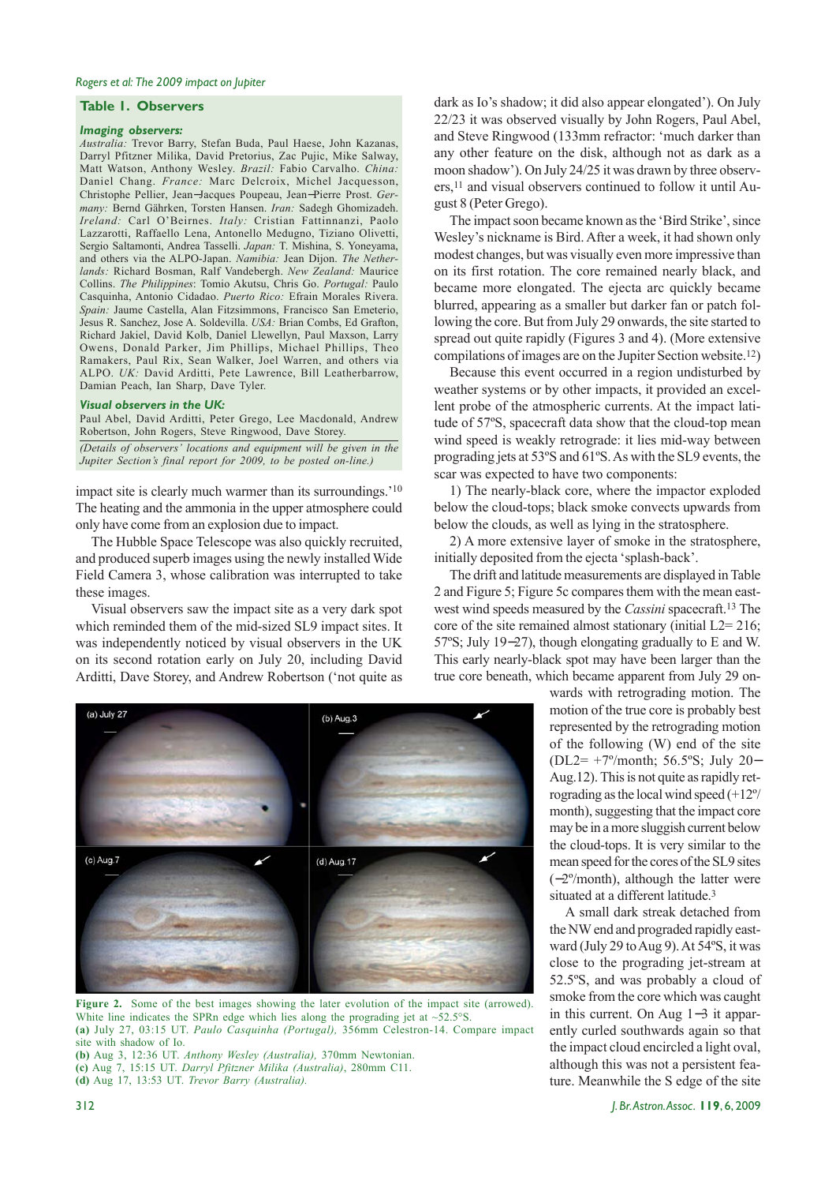## Table 1. Observers

### *Imaging observers:*

*Australia:* Trevor Barry, Stefan Buda, Paul Haese, John Kazanas, Darryl Pfitzner Milika, David Pretorius, Zac Pujic, Mike Salway, Matt Watson, Anthony Wesley. *Brazil:* Fabio Carvalho. *China:* Daniel Chang. *France:* Marc Delcroix, Michel Jacquesson, Christophe Pellier, Jean–Jacques Poupeau, Jean–Pierre Prost. *Germany:* Bernd Gährken, Torsten Hansen. *Iran:* Sadegh Ghomizadeh. *Ireland:* Carl O'Beirnes. *Italy:* Cristian Fattinnanzi, Paolo Lazzarotti, Raffaello Lena, Antonello Medugno, Tiziano Olivetti, Sergio Saltamonti, Andrea Tasselli. *Japan:* T. Mishina, S. Yoneyama, and others via the ALPO-Japan. *Namibia:* Jean Dijon. *The Netherlands:* Richard Bosman, Ralf Vandebergh. *New Zealand:* Maurice Collins. *The Philippines*: Tomio Akutsu, Chris Go. *Portugal:* Paulo Casquinha, Antonio Cidadao. *Puerto Rico:* Efrain Morales Rivera. *Spain:* Jaume Castella, Alan Fitzsimmons, Francisco San Emeterio, Jesus R. Sanchez, Jose A. Soldevilla. *USA:* Brian Combs, Ed Grafton, Richard Jakiel, David Kolb, Daniel Llewellyn, Paul Maxson, Larry Owens, Donald Parker, Jim Phillips, Michael Phillips, Theo Ramakers, Paul Rix, Sean Walker, Joel Warren, and others via ALPO. *UK:* David Arditti, Pete Lawrence, Bill Leatherbarrow, Damian Peach, Ian Sharp, Dave Tyler.

### *Visual observers in the UK:*

Paul Abel, David Arditti, Peter Grego, Lee Macdonald, Andrew Robertson, John Rogers, Steve Ringwood, Dave Storey.

*(Details of observers' locations and equipment will be given in the Jupiter Section's final report for 2009, to be posted on-line.)*

impact site is clearly much warmer than its surroundings.'[10] The heating and the ammonia in the upper atmosphere could only have come from an explosion due to impact.

The Hubble Space Telescope was also quickly recruited, and produced superb images using the newly installed Wide Field Camera 3, whose calibration was interrupted to take these images.

Visual observers saw the impact site as a very dark spot which reminded them of the mid-sized SL9 impact sites. It was independently noticed by visual observers in the UK on its second rotation early on July 20, including David Arditti, Dave Storey, and Andrew Robertson ('not quite as dark as Io's shadow; it did also appear elongated'). On July 22/23 it was observed visually by John Rogers, Paul Abel, and Steve Ringwood (133mm refractor: 'much darker than any other feature on the disk, although not as dark as a moon shadow'). On July 24/25 it was drawn by three observers,[11] and visual observers continued to follow it until August 8 (Peter Grego).

The impact soon became known as the 'Bird Strike', since Wesley's nickname is Bird. After a week, it had shown only modest changes, but was visually even more impressive than on its first rotation. The core remained nearly black, and became more elongated. The ejecta arc quickly became blurred, appearing as a smaller but darker fan or patch following the core. But from July 29 onwards, the site started to spread out quite rapidly (Figures 3 and 4). (More extensive compilations of images are on the Jupiter Section website.[12])

Because this event occurred in a region undisturbed by weather systems or by other impacts, it provided an excellent probe of the atmospheric currents. At the impact latitude of 57ºS, spacecraft data show that the cloud-top mean wind speed is weakly retrograde: it lies mid-way between prograding jets at 53ºS and 61ºS. As with the SL9 events, the scar was expected to have two components:

1) The nearly-black core, where the impactor exploded below the cloud-tops; black smoke convects upwards from below the clouds, as well as lying in the stratosphere.

2) A more extensive layer of smoke in the stratosphere, initially deposited from the ejecta 'splash-back'.

The drift and latitude measurements are displayed in Table 2 and Figure 5; Figure 5c compares them with the mean east-west wind speeds measured by the *Cassini* spacecraft.[13] The core of the site remained almost stationary (initial L2= 216; 57ºS; July 19–27), though elongating gradually to E and W. This early nearly-black spot may have been larger than the true core beneath, which became apparent from July 29 onwards with retrograding motion. The motion of the true core is probably best represented by the retrograding motion of the following (W) end of the site (DL2= +7º/month; 56.5ºS; July 20–Aug.12). This is not quite as rapidly retrograding as the local wind speed (+12º/month), suggesting that the impact core may be in a more sluggish current below the cloud-tops. It is very similar to the mean speed for the cores of the SL9 sites (–2º/month), although the latter were situated at a different latitude.[3]

A small dark streak detached from the NW end and prograded rapidly eastward (July 29 to Aug 9). At 54ºS, it was close to the prograding jet-stream at 52.5ºS, and was probably a cloud of smoke from the core which was caught in this current. On Aug 1–3 it apparently curled southwards again so that the impact cloud encircled a light oval, although this was not a persistent feature. Meanwhile the S edge of the site

**Figure 2.** Some of the best images showing the later evolution of the impact site (arrowed). White line indicates the SPRn edge which lies along the prograding jet at ~52.5ºS.
**(a)** July 27, 03:15 UT. *Paulo Casquinha (Portugal),* 356mm Celestron-14. Compare impact site with shadow of Io.
**(b)** Aug 3, 12:36 UT. *Anthony Wesley (Australia),* 370mm Newtonian.
**(c)** Aug 7, 15:15 UT. *Darryl Pfitzner Milika (Australia)*, 280mm C11.
**(d)** Aug 17, 13:53 UT. *Trevor Barry (Australia).*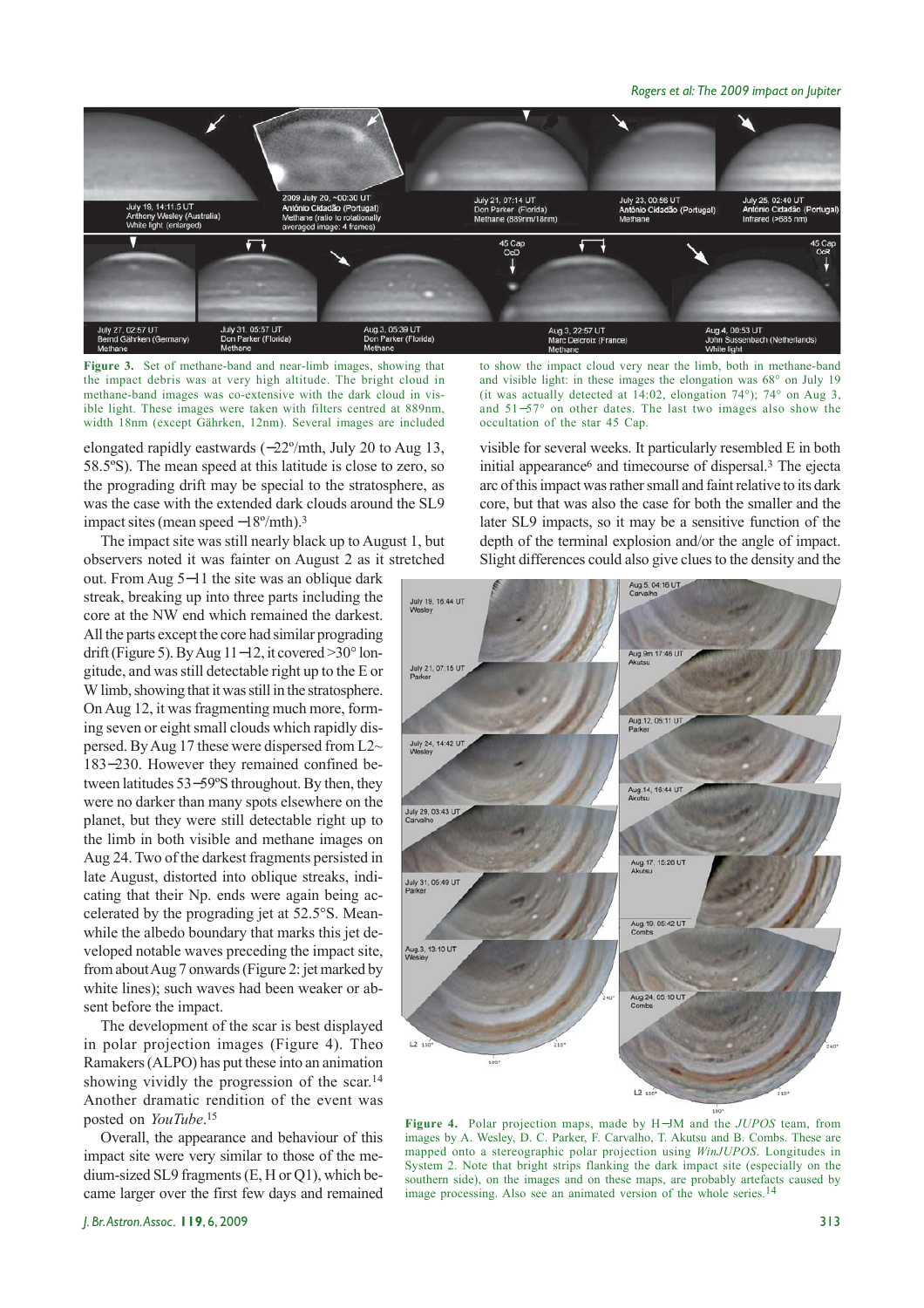**Figure 3.** Set of methane-band and near-limb images, showing that the impact debris was at very high altitude. The bright cloud in methane-band images was co-extensive with the dark cloud in visible light. These images were taken with filters centred at 889nm, width 18nm (except Gährken, 12nm). Several images are included to show the impact cloud very near the limb, both in methane-band and visible light: in these images the elongation was 68° on July 19 (it was actually detected at 14:02, elongation 74°); 74° on Aug 3, and 51−57° on other dates. The last two images also show the occultation of the star 45 Cap.

elongated rapidly eastwards (−22°/mth, July 20 to Aug 13, 58.5ºS). The mean speed at this latitude is close to zero, so the prograding drift may be special to the stratosphere, as was the case with the extended dark clouds around the SL9 impact sites (mean speed −18º/mth).[3]

The impact site was still nearly black up to August 1, but observers noted it was fainter on August 2 as it stretched out. From Aug 5−11 the site was an oblique dark streak, breaking up into three parts including the core at the NW end which remained the darkest. All the parts except the core had similar prograding drift (Figure 5). By Aug 11−12, it covered >30° longitude, and was still detectable right up to the E or W limb, showing that it was still in the stratosphere. On Aug 12, it was fragmenting much more, forming seven or eight small clouds which rapidly dispersed. By Aug 17 these were dispersed from L2~183−230. However they remained confined between latitudes 53−59ºS throughout. By then, they were no darker than many spots elsewhere on the planet, but they were still detectable right up to the limb in both visible and methane images on Aug 24. Two of the darkest fragments persisted in late August, distorted into oblique streaks, indicating that their Np. ends were again being accelerated by the prograding jet at 52.5°S. Meanwhile the albedo boundary that marks this jet developed notable waves preceding the impact site, from about Aug 7 onwards (Figure 2: jet marked by white lines); such waves had been weaker or absent before the impact.

The development of the scar is best displayed in polar projection images (Figure 4). Theo Ramakers (ALPO) has put these into an animation showing vividly the progression of the scar.[14] Another dramatic rendition of the event was posted on *YouTube*.[15]

Overall, the appearance and behaviour of this impact site were very similar to those of the medium-sized SL9 fragments (E, H or Q1), which became larger over the first few days and remained visible for several weeks. It particularly resembled E in both initial appearance[6] and timecourse of dispersal.[3] The ejecta arc of this impact was rather small and faint relative to its dark core, but that was also the case for both the smaller and the later SL9 impacts, so it may be a sensitive function of the depth of the terminal explosion and/or the angle of impact. Slight differences could also give clues to the density and the

**Figure 4.** Polar projection maps, made by H−JM and the *JUPOS* team, from images by A. Wesley, D. C. Parker, F. Carvalho, T. Akutsu and B. Combs. These are mapped onto a stereographic polar projection using *WinJUPOS*. Longitudes in System 2. Note that bright strips flanking the dark impact site (especially on the southern side), on the images and on these maps, are probably artefacts caused by image processing. Also see an animated version of the whole series.[14]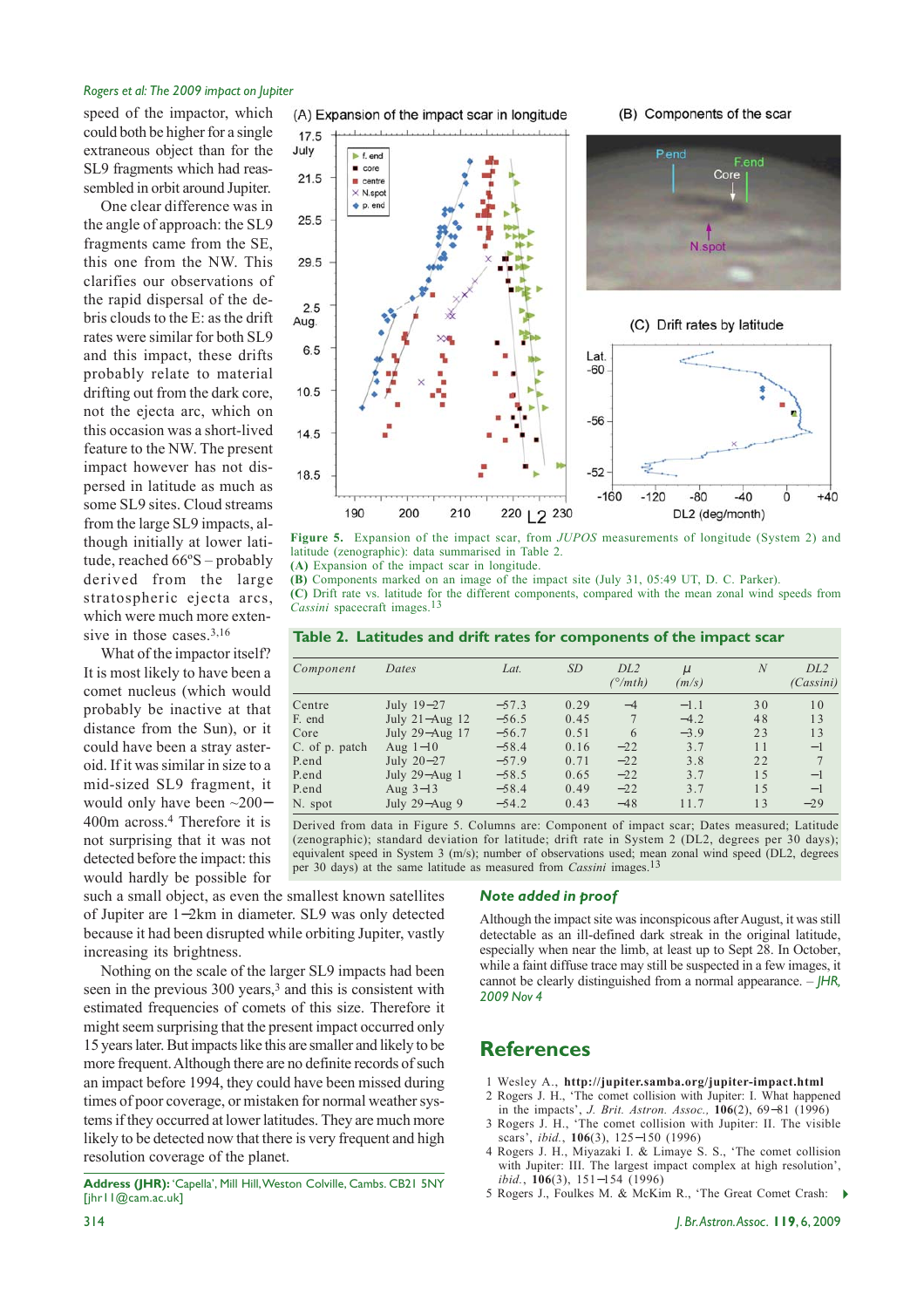speed of the impactor, which could both be higher for a single extraneous object than for the SL9 fragments which had reassembled in orbit around Jupiter.

One clear difference was in the angle of approach: the SL9 fragments came from the SE, this one from the NW. This clarifies our observations of the rapid dispersal of the debris clouds to the E: as the drift rates were similar for both SL9 and this impact, these drifts probably relate to material drifting out from the dark core, not the ejecta arc, which on this occasion was a short-lived feature to the NW. The present impact however has not dispersed in latitude as much as some SL9 sites. Cloud streams from the large SL9 impacts, although initially at lower latitude, reached 66°S – probably derived from the large stratospheric ejecta arcs, which were much more extensive in those cases.[3,16]

What of the impactor itself? It is most likely to have been a comet nucleus (which would probably be inactive at that distance from the Sun), or it could have been a stray asteroid. If it was similar in size to a mid-sized SL9 fragment, it would only have been ~200–400m across.[4] Therefore it is not surprising that it was not detected before the impact: this would hardly be possible for such a small object, as even the smallest known satellites of Jupiter are 1–2km in diameter. SL9 was only detected because it had been disrupted while orbiting Jupiter, vastly increasing its brightness.

Nothing on the scale of the larger SL9 impacts had been seen in the previous 300 years,[3] and this is consistent with estimated frequencies of comets of this size. Therefore it might seem surprising that the present impact occurred only 15 years later. But impacts like this are smaller and likely to be more frequent. Although there are no definite records of such an impact before 1994, they could have been missed during times of poor coverage, or mistaken for normal weather systems if they occurred at lower latitudes. They are much more likely to be detected now that there is very frequent and high resolution coverage of the planet.

**Address (JHR):** 'Capella', Mill Hill, Weston Colville, Cambs. CB21 5NY [jhr11@cam.ac.uk]

**Figure 5.** Expansion of the impact scar, from *JUPOS* measurements of longitude (System 2) and latitude (zenographic): data summarised in Table 2.
**(A)** Expansion of the impact scar in longitude.
**(B)** Components marked on an image of the impact site (July 31, 05:49 UT, D. C. Parker).
**(C)** Drift rates vs. latitude for the different components, compared with the mean zonal wind speeds from *Cassini* spacecraft images.[13]

**Table 2. Latitudes and drift rates for components of the impact scar**

| *Component* | *Dates* | *Lat.* | *SD* | *DL2* (°/mth) | *μ* (m/s) | *N* | *DL2* (Cassini) |
|---|---|---|---|---|---|---|---|
| Centre | July 19–27 | –57.3 | 0.29 | –4 | –1.1 | 30 | 10 |
| F. end | July 21–Aug 12 | –56.5 | 0.45 | 7 | –4.2 | 48 | 13 |
| Core | July 29–Aug 17 | –56.7 | 0.51 | 6 | –3.9 | 23 | 13 |
| C. of p. patch | Aug 1–10 | –58.4 | 0.16 | –22 | 3.7 | 11 | –1 |
| P.end | July 20–27 | –57.9 | 0.71 | –22 | 3.8 | 22 | 7 |
| P.end | July 29–Aug 1 | –58.5 | 0.65 | –22 | 3.7 | 15 | –1 |
| P.end | Aug 3–13 | –58.4 | 0.49 | –22 | 3.7 | 15 | –1 |
| N. spot | July 29–Aug 9 | –54.2 | 0.43 | –48 | 11.7 | 13 | –29 |

Derived from data in Figure 5. Columns are: Component of impact scar; Dates measured; Latitude (zenographic); standard deviation for latitude; drift rate in System 2 (DL2, degrees per 30 days); equivalent speed in System 3 (m/s); number of observations used; mean zonal wind speed (DL2, degrees per 30 days) at the same latitude as measured from *Cassini* images.[13]

### *Note added in proof*

Although the impact site was inconspicous after August, it was still detectable as an ill-defined dark streak in the original latitude, especially when near the limb, at least up to Sept 28. In October, while a faint diffuse trace may still be suspected in a few images, it cannot be clearly distinguished from a normal appearance. – *JHR, 2009 Nov 4*

## References

1 Wesley A., **http://jupiter.samba.org/jupiter-impact.html**
2 Rogers J. H., 'The comet collision with Jupiter: I. What happened in the impacts', *J. Brit. Astron. Assoc.*, **106**(2), 69–81 (1996)
3 Rogers J. H., 'The comet collision with Jupiter: II. The visible scars', *ibid.*, **106**(3), 125–150 (1996)
4 Rogers J. H., Miyazaki I. & Limaye S. S., 'The comet collision with Jupiter: III. The largest impact complex at high resolution', *ibid.*, **106**(3), 151–154 (1996)
5 Rogers J., Foulkes M. & McKim R., 'The Great Comet Crash: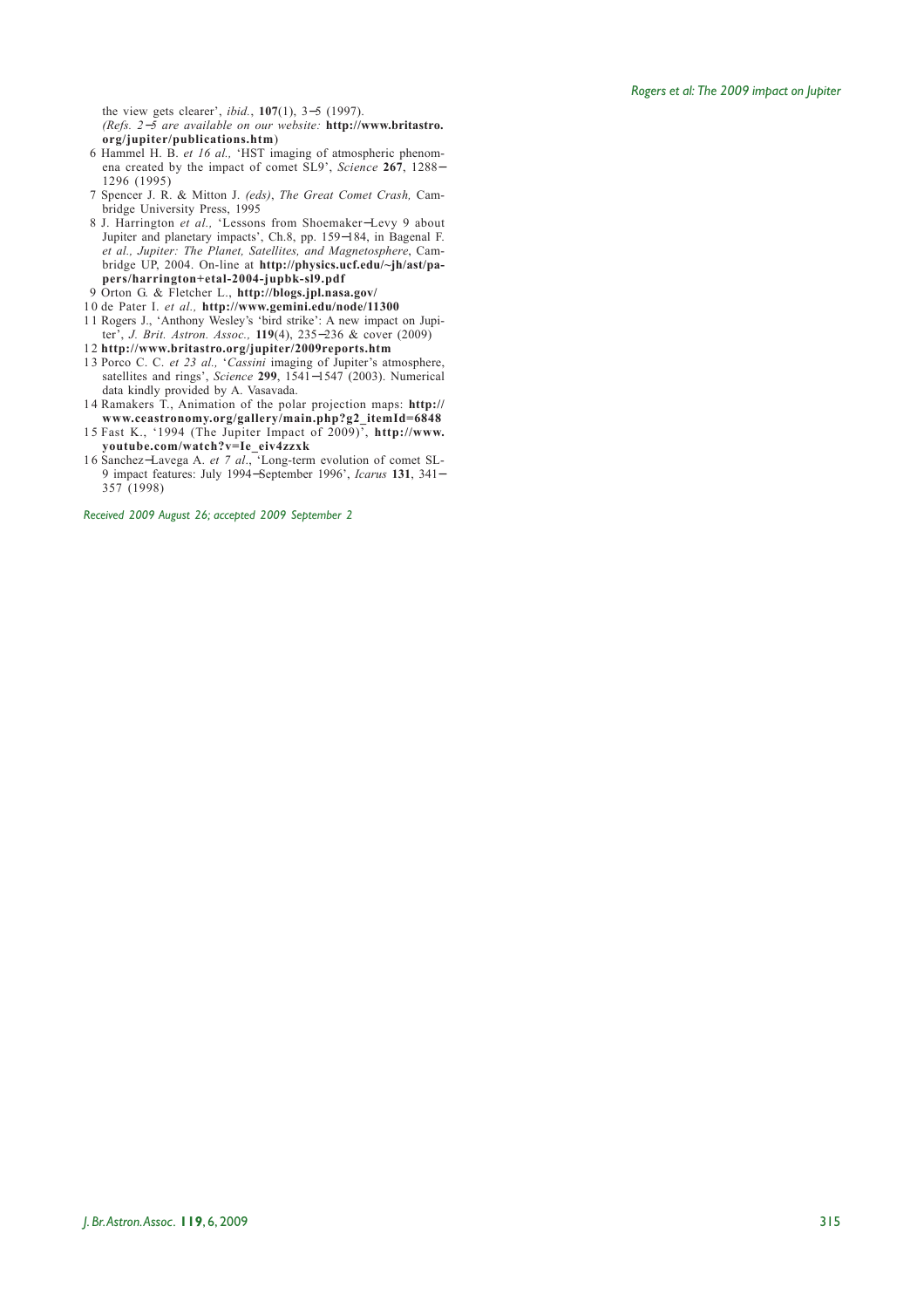the view gets clearer', *ibid.*, **107**(1), 3–5 (1997).
*(Refs. 2–5 are available on our website:* **http://www.britastro.org/jupiter/publications.htm**)

6 Hammel H. B. *et 16 al.,* 'HST imaging of atmospheric phenomena created by the impact of comet SL9', *Science* **267**, 1288–1296 (1995)

7 Spencer J. R. & Mitton J. *(eds)*, *The Great Comet Crash,* Cambridge University Press, 1995

8 J. Harrington *et al.,* 'Lessons from Shoemaker–Levy 9 about Jupiter and planetary impacts', Ch.8, pp. 159–184, in Bagenal F. *et al., Jupiter: The Planet, Satellites, and Magnetosphere*, Cambridge UP, 2004. On-line at **http://physics.ucf.edu/~jh/ast/papers/harrington+etal-2004-jupbk-sl9.pdf**

9 Orton G. & Fletcher L., **http://blogs.jpl.nasa.gov/**

10 de Pater I. *et al.,* **http://www.gemini.edu/node/11300**

11 Rogers J., 'Anthony Wesley's 'bird strike': A new impact on Jupiter', *J. Brit. Astron. Assoc.,* **119**(4), 235–236 & cover (2009)

12 **http://www.britastro.org/jupiter/2009reports.htm**

13 Porco C. C. *et 23 al.,* '*Cassini* imaging of Jupiter's atmosphere, satellites and rings', *Science* **299**, 1541–1547 (2003). Numerical data kindly provided by A. Vasavada.

14 Ramakers T., Animation of the polar projection maps: **http://www.ceastronomy.org/gallery/main.php?g2_itemId=6848**

15 Fast K., '1994 (The Jupiter Impact of 2009)', **http://www.youtube.com/watch?v=Ie_eiv4zzxk**

16 Sanchez–Lavega A. *et 7 al*., 'Long-term evolution of comet SL-9 impact features: July 1994–September 1996', *Icarus* **131**, 341–357 (1998)

*Received 2009 August 26; accepted 2009 September 2*